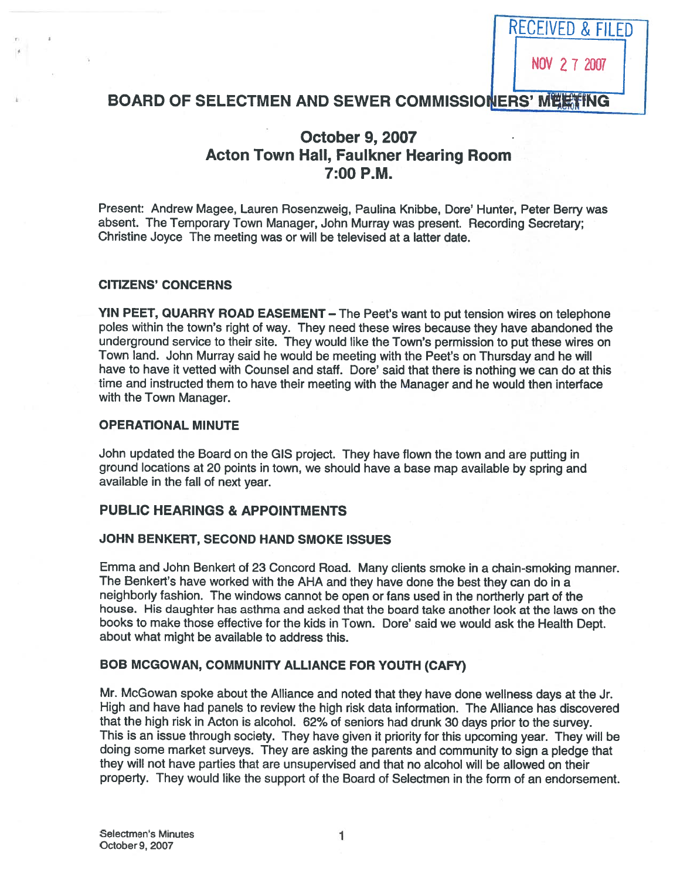RECEIVED & FILED

NOV 27 2007

TOWN CLERK ACTON

# BOARD OF SELECTMEN AND SEWER COMMISSIONERS' MEETING

## October 9, 2007
## Acton Town Hall, Faulkner Hearing Room
## 7:00 P.M.

Present: Andrew Magee, Lauren Rosenzweig, Paulina Knibbe, Dore' Hunter, Peter Berry was absent. The Temporary Town Manager, John Murray was present. Recording Secretary; Christine Joyce The meeting was or will be televised at a latter date.

### CITIZENS' CONCERNS

**YIN PEET, QUARRY ROAD EASEMENT** – The Peet's want to put tension wires on telephone poles within the town's right of way. They need these wires because they have abandoned the underground service to their site. They would like the Town's permission to put these wires on Town land. John Murray said he would be meeting with the Peet's on Thursday and he will have to have it vetted with Counsel and staff. Dore' said that there is nothing we can do at this time and instructed them to have their meeting with the Manager and he would then interface with the Town Manager.

### OPERATIONAL MINUTE

John updated the Board on the GIS project. They have flown the town and are putting in ground locations at 20 points in town, we should have a base map available by spring and available in the fall of next year.

### PUBLIC HEARINGS & APPOINTMENTS

### JOHN BENKERT, SECOND HAND SMOKE ISSUES

Emma and John Benkert of 23 Concord Road. Many clients smoke in a chain-smoking manner. The Benkert's have worked with the AHA and they have done the best they can do in a neighborly fashion. The windows cannot be open or fans used in the northerly part of the house. His daughter has asthma and asked that the board take another look at the laws on the books to make those effective for the kids in Town. Dore' said we would ask the Health Dept. about what might be available to address this.

### BOB MCGOWAN, COMMUNITY ALLIANCE FOR YOUTH (CAFY)

Mr. McGowan spoke about the Alliance and noted that they have done wellness days at the Jr. High and have had panels to review the high risk data information. The Alliance has discovered that the high risk in Acton is alcohol. 62% of seniors had drunk 30 days prior to the survey. This is an issue through society. They have given it priority for this upcoming year. They will be doing some market surveys. They are asking the parents and community to sign a pledge that they will not have parties that are unsupervised and that no alcohol will be allowed on their property. They would like the support of the Board of Selectmen in the form of an endorsement.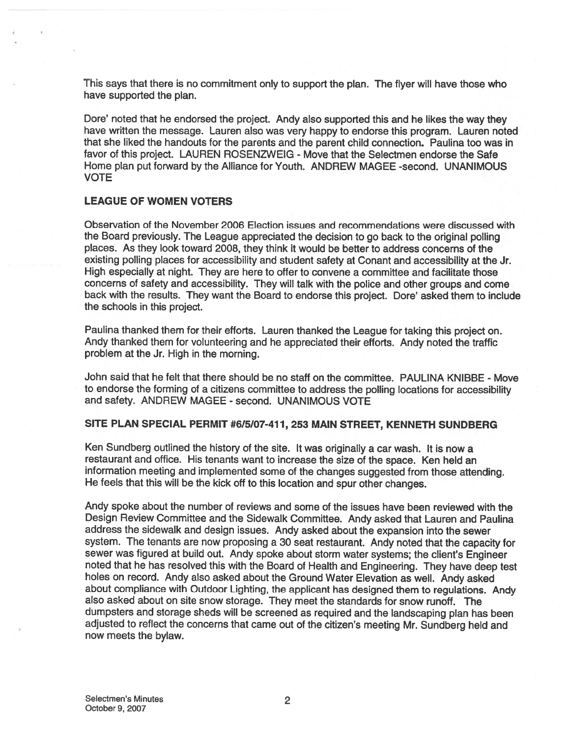This says that there is no commitment only to support the plan. The flyer will have those who have supported the plan.

Dore' noted that he endorsed the project. Andy also supported this and he likes the way they have written the message. Lauren also was very happy to endorse this program. Lauren noted that she liked the handouts for the parents and the parent child connection. Paulina too was in favor of this project. LAUREN ROSENZWEIG - Move that the Selectmen endorse the Safe Home plan put forward by the Alliance for Youth. ANDREW MAGEE -second. UNANIMOUS VOTE

## LEAGUE OF WOMEN VOTERS

Observation of the November 2006 Election issues and recommendations were discussed with the Board previously. The League appreciated the decision to go back to the original polling places. As they look toward 2008, they think it would be better to address concerns of the existing polling places for accessibility and student safety at Conant and accessibility at the Jr. High especially at night. They are here to offer to convene a committee and facilitate those concerns of safety and accessibility. They will talk with the police and other groups and come back with the results. They want the Board to endorse this project. Dore' asked them to include the schools in this project.

Paulina thanked them for their efforts. Lauren thanked the League for taking this project on. Andy thanked them for volunteering and he appreciated their efforts. Andy noted the traffic problem at the Jr. High in the morning.

John said that he felt that there should be no staff on the committee. PAULINA KNIBBE - Move to endorse the forming of a citizens committee to address the polling locations for accessibility and safety. ANDREW MAGEE - second. UNANIMOUS VOTE

## SITE PLAN SPECIAL PERMIT #6/5/07-411, 253 MAIN STREET, KENNETH SUNDBERG

Ken Sundberg outlined the history of the site. It was originally a car wash. It is now a restaurant and office. His tenants want to increase the size of the space. Ken held an information meeting and implemented some of the changes suggested from those attending. He feels that this will be the kick off to this location and spur other changes.

Andy spoke about the number of reviews and some of the issues have been reviewed with the Design Review Committee and the Sidewalk Committee. Andy asked that Lauren and Paulina address the sidewalk and design issues. Andy asked about the expansion into the sewer system. The tenants are now proposing a 30 seat restaurant. Andy noted that the capacity for sewer was figured at build out. Andy spoke about storm water systems; the client's Engineer noted that he has resolved this with the Board of Health and Engineering. They have deep test holes on record. Andy also asked about the Ground Water Elevation as well. Andy asked about compliance with Outdoor Lighting, the applicant has designed them to regulations. Andy also asked about on site snow storage. They meet the standards for snow runoff. The dumpsters and storage sheds will be screened as required and the landscaping plan has been adjusted to reflect the concerns that came out of the citizen's meeting Mr. Sundberg held and now meets the bylaw.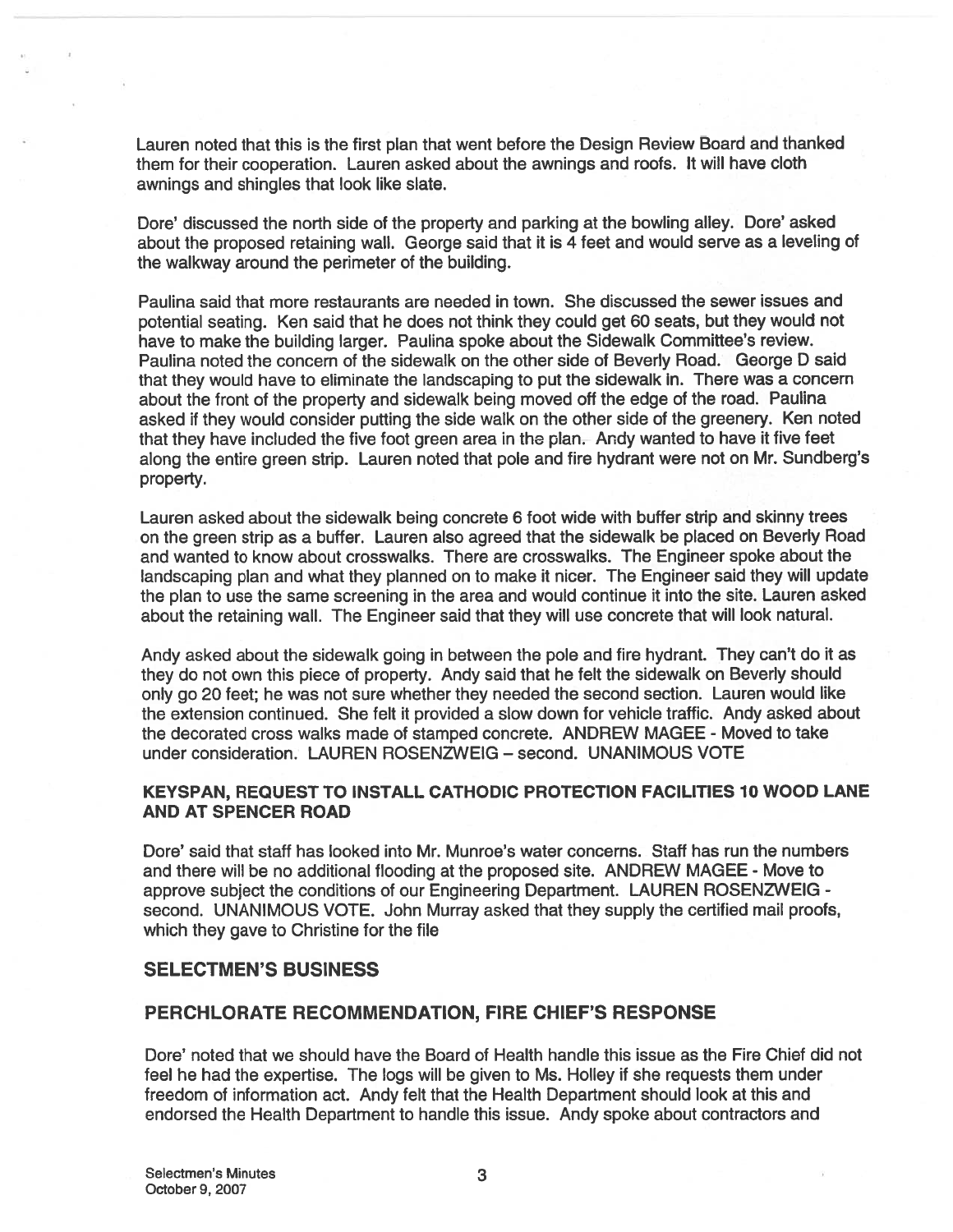Lauren noted that this is the first plan that went before the Design Review Board and thanked them for their cooperation. Lauren asked about the awnings and roofs. It will have cloth awnings and shingles that look like slate.

Dore' discussed the north side of the property and parking at the bowling alley. Dore' asked about the proposed retaining wall. George said that it is 4 feet and would serve as a leveling of the walkway around the perimeter of the building.

Paulina said that more restaurants are needed in town. She discussed the sewer issues and potential seating. Ken said that he does not think they could get 60 seats, but they would not have to make the building larger. Paulina spoke about the Sidewalk Committee's review. Paulina noted the concern of the sidewalk on the other side of Beverly Road. George D said that they would have to eliminate the landscaping to put the sidewalk in. There was a concern about the front of the property and sidewalk being moved off the edge of the road. Paulina asked if they would consider putting the side walk on the other side of the greenery. Ken noted that they have included the five foot green area in the plan. Andy wanted to have it five feet along the entire green strip. Lauren noted that pole and fire hydrant were not on Mr. Sundberg's property.

Lauren asked about the sidewalk being concrete 6 foot wide with buffer strip and skinny trees on the green strip as a buffer. Lauren also agreed that the sidewalk be placed on Beverly Road and wanted to know about crosswalks. There are crosswalks. The Engineer spoke about the landscaping plan and what they planned on to make it nicer. The Engineer said they will update the plan to use the same screening in the area and would continue it into the site. Lauren asked about the retaining wall. The Engineer said that they will use concrete that will look natural.

Andy asked about the sidewalk going in between the pole and fire hydrant. They can't do it as they do not own this piece of property. Andy said that he felt the sidewalk on Beverly should only go 20 feet; he was not sure whether they needed the second section. Lauren would like the extension continued. She felt it provided a slow down for vehicle traffic. Andy asked about the decorated cross walks made of stamped concrete. ANDREW MAGEE - Moved to take under consideration. LAUREN ROSENZWEIG – second. UNANIMOUS VOTE

### KEYSPAN, REQUEST TO INSTALL CATHODIC PROTECTION FACILITIES 10 WOOD LANE AND AT SPENCER ROAD

Dore' said that staff has looked into Mr. Munroe's water concerns. Staff has run the numbers and there will be no additional flooding at the proposed site. ANDREW MAGEE - Move to approve subject the conditions of our Engineering Department. LAUREN ROSENZWEIG - second. UNANIMOUS VOTE. John Murray asked that they supply the certified mail proofs, which they gave to Christine for the file

## SELECTMEN'S BUSINESS

### PERCHLORATE RECOMMENDATION, FIRE CHIEF'S RESPONSE

Dore' noted that we should have the Board of Health handle this issue as the Fire Chief did not feel he had the expertise. The logs will be given to Ms. Holley if she requests them under freedom of information act. Andy felt that the Health Department should look at this and endorsed the Health Department to handle this issue. Andy spoke about contractors and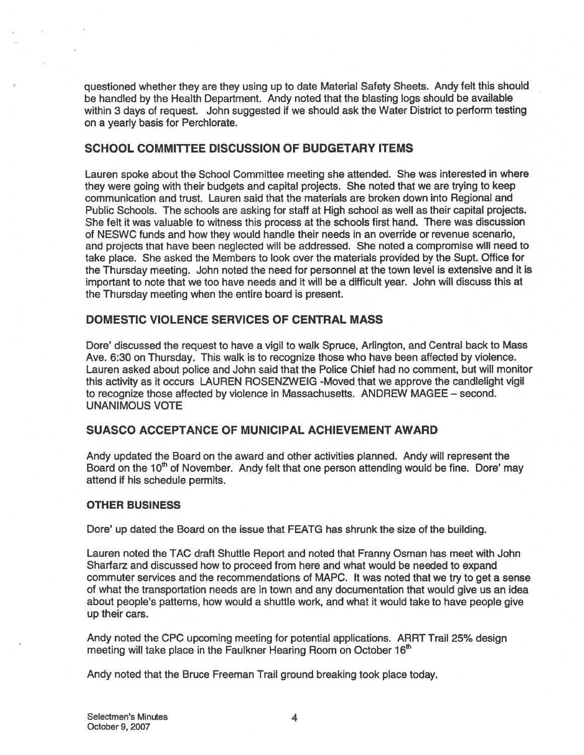questioned whether they are they using up to date Material Safety Sheets. Andy felt this should be handled by the Health Department. Andy noted that the blasting logs should be available within 3 days of request. John suggested if we should ask the Water District to perform testing on a yearly basis for Perchlorate.

## SCHOOL COMMITTEE DISCUSSION OF BUDGETARY ITEMS

Lauren spoke about the School Committee meeting she attended. She was interested in where they were going with their budgets and capital projects. She noted that we are trying to keep communication and trust. Lauren said that the materials are broken down into Regional and Public Schools. The schools are asking for staff at High school as well as their capital projects. She felt it was valuable to witness this process at the schools first hand. There was discussion of NESWC funds and how they would handle their needs in an override or revenue scenario, and projects that have been neglected will be addressed. She noted a compromise will need to take place. She asked the Members to look over the materials provided by the Supt. Office for the Thursday meeting. John noted the need for personnel at the town level is extensive and it is important to note that we too have needs and it will be a difficult year. John will discuss this at the Thursday meeting when the entire board is present.

## DOMESTIC VIOLENCE SERVICES OF CENTRAL MASS

Dore' discussed the request to have a vigil to walk Spruce, Arlington, and Central back to Mass Ave. 6:30 on Thursday. This walk is to recognize those who have been affected by violence. Lauren asked about police and John said that the Police Chief had no comment, but will monitor this activity as it occurs LAUREN ROSENZWEIG -Moved that we approve the candlelight vigil to recognize those affected by violence in Massachusetts. ANDREW MAGEE – second. UNANIMOUS VOTE

## SUASCO ACCEPTANCE OF MUNICIPAL ACHIEVEMENT AWARD

Andy updated the Board on the award and other activities planned. Andy will represent the Board on the 10th of November. Andy felt that one person attending would be fine. Dore' may attend if his schedule permits.

### OTHER BUSINESS

Dore' up dated the Board on the issue that FEATG has shrunk the size of the building.

Lauren noted the TAC draft Shuttle Report and noted that Franny Osman has meet with John Sharfarz and discussed how to proceed from here and what would be needed to expand commuter services and the recommendations of MAPC. It was noted that we try to get a sense of what the transportation needs are in town and any documentation that would give us an idea about people's patterns, how would a shuttle work, and what it would take to have people give up their cars.

Andy noted the CPC upcoming meeting for potential applications. ARRT Trail 25% design meeting will take place in the Faulkner Hearing Room on October 16th

Andy noted that the Bruce Freeman Trail ground breaking took place today.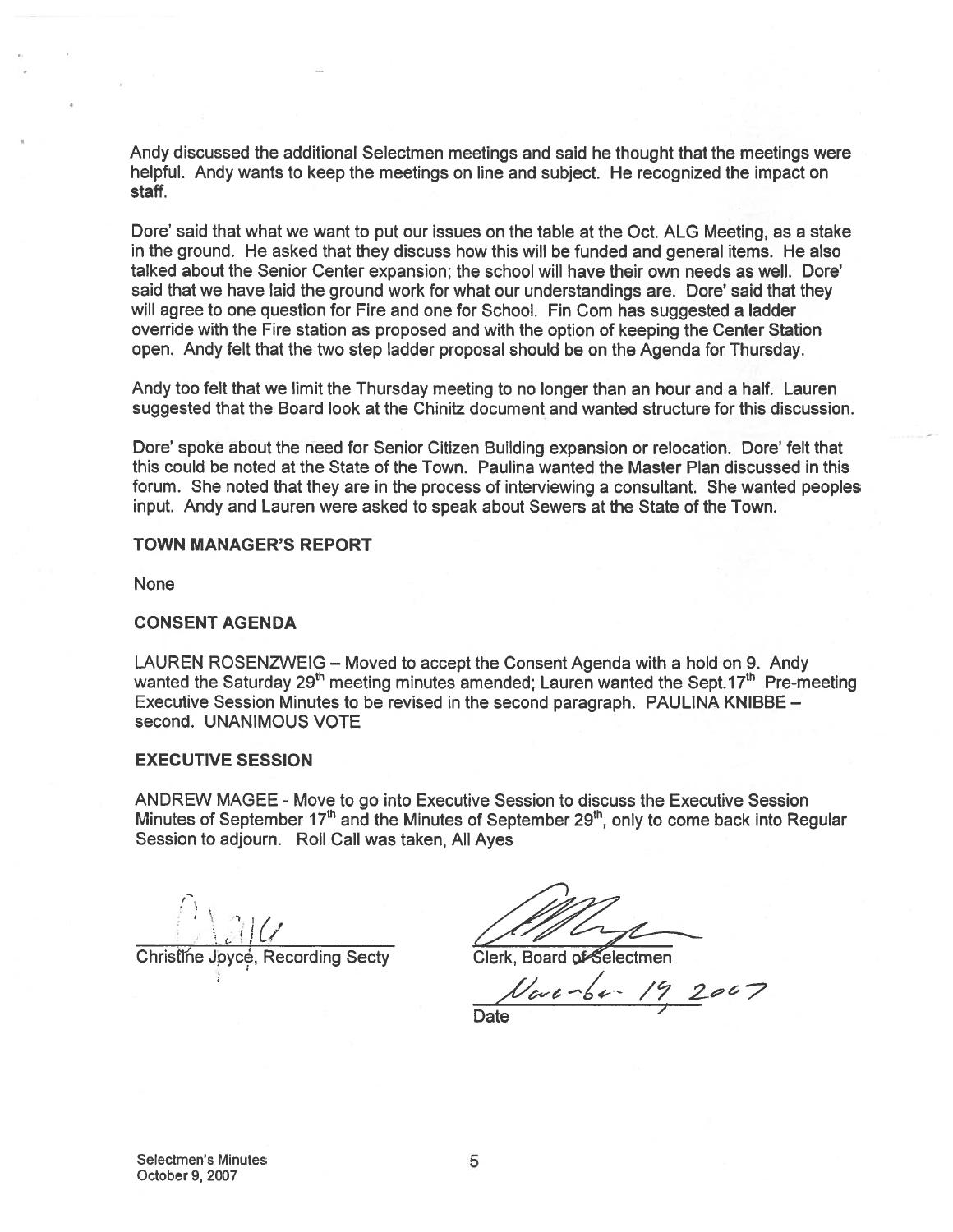Andy discussed the additional Selectmen meetings and said he thought that the meetings were helpful. Andy wants to keep the meetings on line and subject. He recognized the impact on staff.

Dore' said that what we want to put our issues on the table at the Oct. ALG Meeting, as a stake in the ground. He asked that they discuss how this will be funded and general items. He also talked about the Senior Center expansion; the school will have their own needs as well. Dore' said that we have laid the ground work for what our understandings are. Dore' said that they will agree to one question for Fire and one for School. Fin Com has suggested a ladder override with the Fire station as proposed and with the option of keeping the Center Station open. Andy felt that the two step ladder proposal should be on the Agenda for Thursday.

Andy too felt that we limit the Thursday meeting to no longer than an hour and a half. Lauren suggested that the Board look at the Chinitz document and wanted structure for this discussion.

Dore' spoke about the need for Senior Citizen Building expansion or relocation. Dore' felt that this could be noted at the State of the Town. Paulina wanted the Master Plan discussed in this forum. She noted that they are in the process of interviewing a consultant. She wanted peoples input. Andy and Lauren were asked to speak about Sewers at the State of the Town.

**TOWN MANAGER'S REPORT**

None

**CONSENT AGENDA**

LAUREN ROSENZWEIG – Moved to accept the Consent Agenda with a hold on 9. Andy wanted the Saturday 29th meeting minutes amended; Lauren wanted the Sept.17th Pre-meeting Executive Session Minutes to be revised in the second paragraph. PAULINA KNIBBE – second. UNANIMOUS VOTE

**EXECUTIVE SESSION**

ANDREW MAGEE - Move to go into Executive Session to discuss the Executive Session Minutes of September 17th and the Minutes of September 29th, only to come back into Regular Session to adjourn. Roll Call was taken, All Ayes

Christine Joyce, Recording Secty

Clerk, Board of Selectmen

November 19, 2007

Date

Selectmen's Minutes
October 9, 2007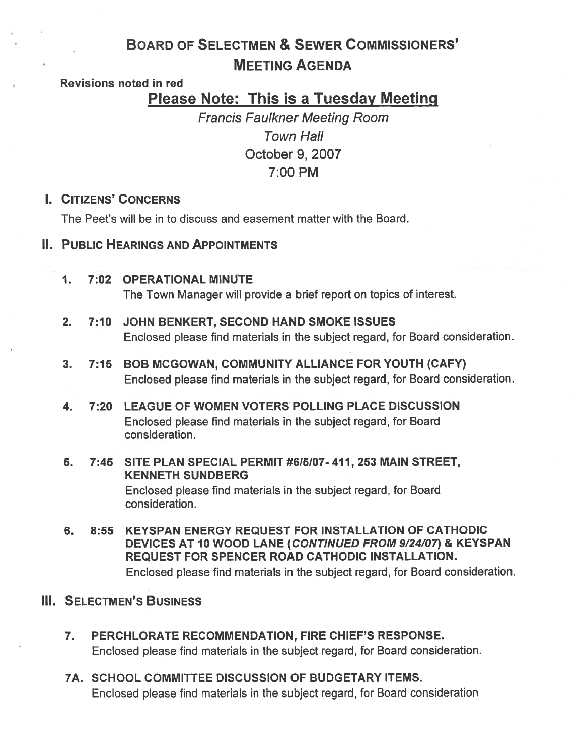# Board of Selectmen & Sewer Commissioners' Meeting Agenda

**Revisions noted in red**

## Please Note: This is a Tuesday Meeting

*Francis Faulkner Meeting Room*
*Town Hall*
October 9, 2007
7:00 PM

## I. Citizens' Concerns

The Peet's will be in to discuss and easement matter with the Board.

## II. Public Hearings and Appointments

1. **7:02 OPERATIONAL MINUTE**
   The Town Manager will provide a brief report on topics of interest.

2. **7:10 JOHN BENKERT, SECOND HAND SMOKE ISSUES**
   Enclosed please find materials in the subject regard, for Board consideration.

3. **7:15 BOB MCGOWAN, COMMUNITY ALLIANCE FOR YOUTH (CAFY)**
   Enclosed please find materials in the subject regard, for Board consideration.

4. **7:20 LEAGUE OF WOMEN VOTERS POLLING PLACE DISCUSSION**
   Enclosed please find materials in the subject regard, for Board consideration.

5. **7:45 SITE PLAN SPECIAL PERMIT #6/5/07- 411, 253 MAIN STREET, KENNETH SUNDBERG**
   Enclosed please find materials in the subject regard, for Board consideration.

6. **8:55 KEYSPAN ENERGY REQUEST FOR INSTALLATION OF CATHODIC DEVICES AT 10 WOOD LANE (*CONTINUED FROM 9/24/07*) & KEYSPAN REQUEST FOR SPENCER ROAD CATHODIC INSTALLATION.**
   Enclosed please find materials in the subject regard, for Board consideration.

## III. Selectmen's Business

7. **PERCHLORATE RECOMMENDATION, FIRE CHIEF'S RESPONSE.**
   Enclosed please find materials in the subject regard, for Board consideration.

7A. **SCHOOL COMMITTEE DISCUSSION OF BUDGETARY ITEMS.**
   Enclosed please find materials in the subject regard, for Board consideration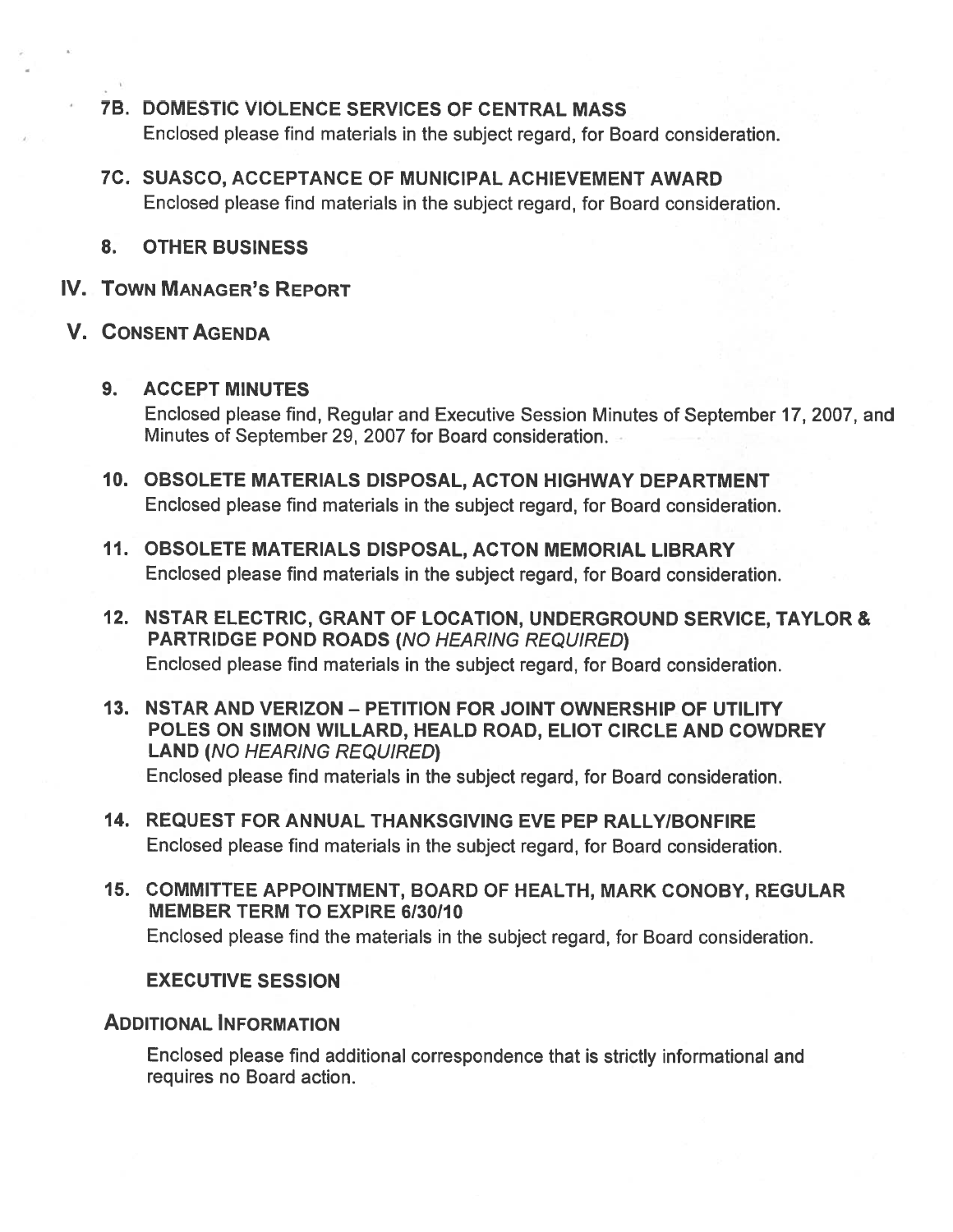### 7B. DOMESTIC VIOLENCE SERVICES OF CENTRAL MASS

Enclosed please find materials in the subject regard, for Board consideration.

### 7C. SUASCO, ACCEPTANCE OF MUNICIPAL ACHIEVEMENT AWARD

Enclosed please find materials in the subject regard, for Board consideration.

### 8. OTHER BUSINESS

## IV. TOWN MANAGER'S REPORT

## V. CONSENT AGENDA

### 9. ACCEPT MINUTES

Enclosed please find, Regular and Executive Session Minutes of September 17, 2007, and Minutes of September 29, 2007 for Board consideration.

### 10. OBSOLETE MATERIALS DISPOSAL, ACTON HIGHWAY DEPARTMENT

Enclosed please find materials in the subject regard, for Board consideration.

### 11. OBSOLETE MATERIALS DISPOSAL, ACTON MEMORIAL LIBRARY

Enclosed please find materials in the subject regard, for Board consideration.

### 12. NSTAR ELECTRIC, GRANT OF LOCATION, UNDERGROUND SERVICE, TAYLOR & PARTRIDGE POND ROADS (*NO HEARING REQUIRED*)

Enclosed please find materials in the subject regard, for Board consideration.

### 13. NSTAR AND VERIZON – PETITION FOR JOINT OWNERSHIP OF UTILITY POLES ON SIMON WILLARD, HEALD ROAD, ELIOT CIRCLE AND COWDREY LAND (*NO HEARING REQUIRED*)

Enclosed please find materials in the subject regard, for Board consideration.

### 14. REQUEST FOR ANNUAL THANKSGIVING EVE PEP RALLY/BONFIRE

Enclosed please find materials in the subject regard, for Board consideration.

### 15. COMMITTEE APPOINTMENT, BOARD OF HEALTH, MARK CONOBY, REGULAR MEMBER TERM TO EXPIRE 6/30/10

Enclosed please find the materials in the subject regard, for Board consideration.

### EXECUTIVE SESSION

## ADDITIONAL INFORMATION

Enclosed please find additional correspondence that is strictly informational and requires no Board action.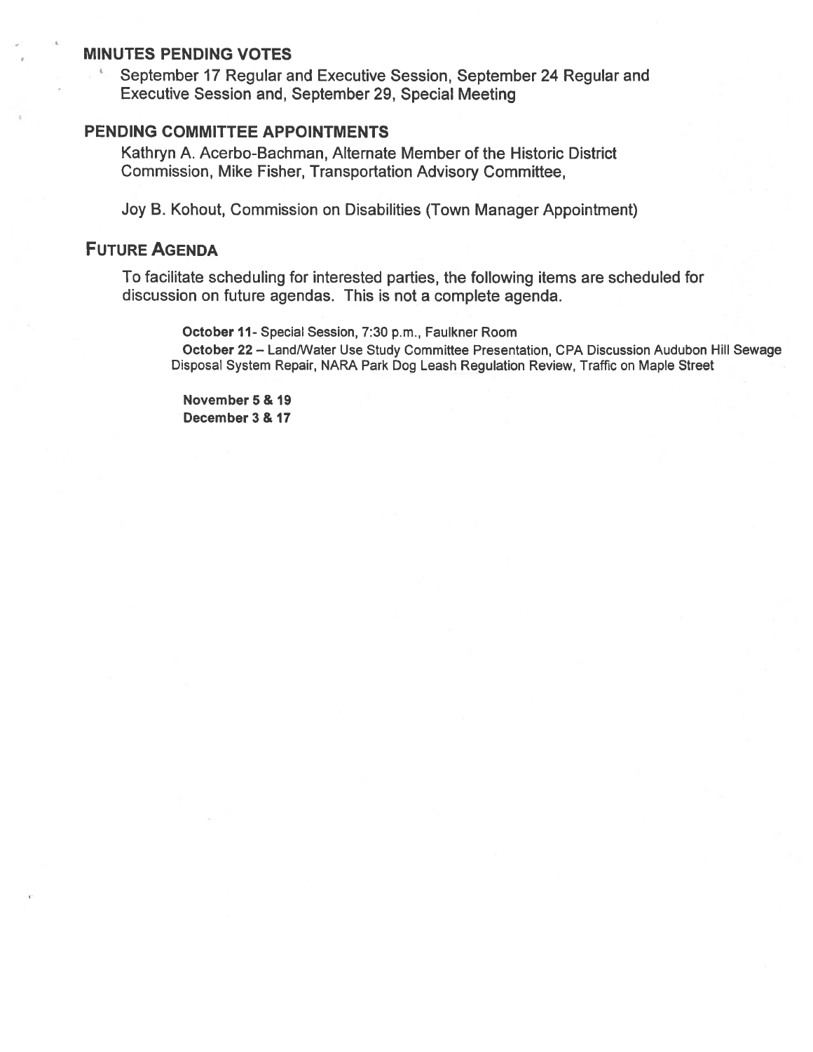## MINUTES PENDING VOTES

September 17 Regular and Executive Session, September 24 Regular and Executive Session and, September 29, Special Meeting

## PENDING COMMITTEE APPOINTMENTS

Kathryn A. Acerbo-Bachman, Alternate Member of the Historic District Commission, Mike Fisher, Transportation Advisory Committee,

Joy B. Kohout, Commission on Disabilities (Town Manager Appointment)

## FUTURE AGENDA

To facilitate scheduling for interested parties, the following items are scheduled for discussion on future agendas. This is not a complete agenda.

**October 11**- Special Session, 7:30 p.m., Faulkner Room

**October 22** – Land/Water Use Study Committee Presentation, CPA Discussion Audubon Hill Sewage Disposal System Repair, NARA Park Dog Leash Regulation Review, Traffic on Maple Street

**November 5 & 19**

**December 3 & 17**